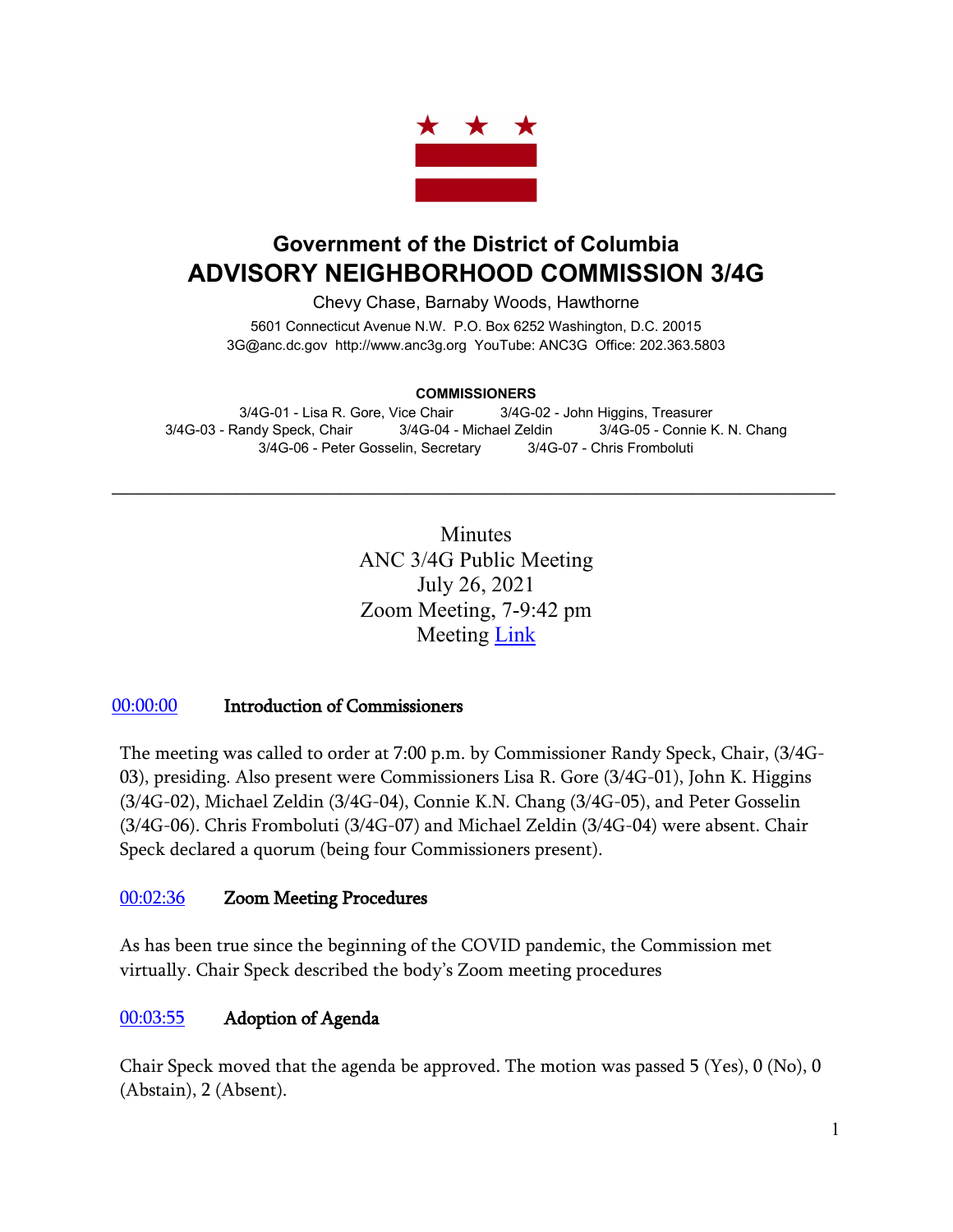# Government of the District of Columbia
# ADVISORY NEIGHBORHOOD COMMISSION 3/4G

Chevy Chase, Barnaby Woods, Hawthorne

5601 Connecticut Avenue N.W. P.O. Box 6252 Washington, D.C. 20015
3G@anc.dc.gov http://www.anc3g.org YouTube: ANC3G Office: 202.363.5803

**COMMISSIONERS**

3/4G-01 - Lisa R. Gore, Vice Chair    3/4G-02 - John Higgins, Treasurer
3/4G-03 - Randy Speck, Chair    3/4G-04 - Michael Zeldin    3/4G-05 - Connie K. N. Chang
3/4G-06 - Peter Gosselin, Secretary    3/4G-07 - Chris Fromboluti

---

Minutes
ANC 3/4G Public Meeting
July 26, 2021
Zoom Meeting, 7-9:42 pm
Meeting [Link]()

### [00:00:00]() Introduction of Commissioners

The meeting was called to order at 7:00 p.m. by Commissioner Randy Speck, Chair, (3/4G-03), presiding. Also present were Commissioners Lisa R. Gore (3/4G-01), John K. Higgins (3/4G-02), Michael Zeldin (3/4G-04), Connie K.N. Chang (3/4G-05), and Peter Gosselin (3/4G-06). Chris Fromboluti (3/4G-07) and Michael Zeldin (3/4G-04) were absent. Chair Speck declared a quorum (being four Commissioners present).

### [00:02:36]() Zoom Meeting Procedures

As has been true since the beginning of the COVID pandemic, the Commission met virtually. Chair Speck described the body's Zoom meeting procedures

### [00:03:55]() Adoption of Agenda

Chair Speck moved that the agenda be approved. The motion was passed 5 (Yes), 0 (No), 0 (Abstain), 2 (Absent).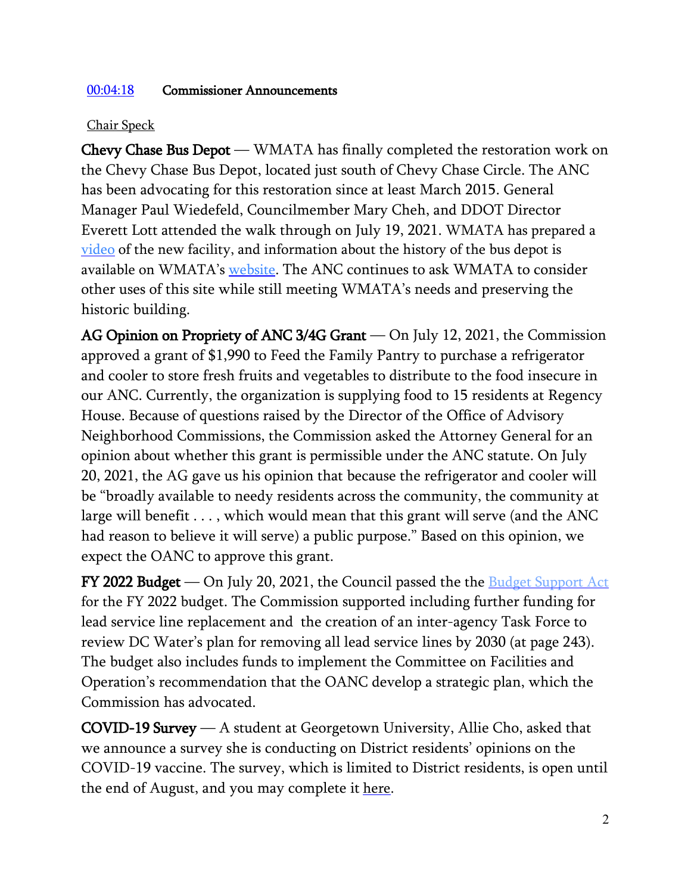[00:04:18](#) **Commissioner Announcements**

Chair Speck

**Chevy Chase Bus Depot** — WMATA has finally completed the restoration work on the Chevy Chase Bus Depot, located just south of Chevy Chase Circle. The ANC has been advocating for this restoration since at least March 2015. General Manager Paul Wiedefeld, Councilmember Mary Cheh, and DDOT Director Everett Lott attended the walk through on July 19, 2021. WMATA has prepared a [video](#) of the new facility, and information about the history of the bus depot is available on WMATA's [website](#). The ANC continues to ask WMATA to consider other uses of this site while still meeting WMATA's needs and preserving the historic building.

**AG Opinion on Propriety of ANC 3/4G Grant** — On July 12, 2021, the Commission approved a grant of $1,990 to Feed the Family Pantry to purchase a refrigerator and cooler to store fresh fruits and vegetables to distribute to the food insecure in our ANC. Currently, the organization is supplying food to 15 residents at Regency House. Because of questions raised by the Director of the Office of Advisory Neighborhood Commissions, the Commission asked the Attorney General for an opinion about whether this grant is permissible under the ANC statute. On July 20, 2021, the AG gave us his opinion that because the refrigerator and cooler will be "broadly available to needy residents across the community, the community at large will benefit . . . , which would mean that this grant will serve (and the ANC had reason to believe it will serve) a public purpose." Based on this opinion, we expect the OANC to approve this grant.

**FY 2022 Budget** — On July 20, 2021, the Council passed the the [Budget Support Act](#) for the FY 2022 budget. The Commission supported including further funding for lead service line replacement and the creation of an inter-agency Task Force to review DC Water's plan for removing all lead service lines by 2030 (at page 243). The budget also includes funds to implement the Committee on Facilities and Operation's recommendation that the OANC develop a strategic plan, which the Commission has advocated.

**COVID-19 Survey** — A student at Georgetown University, Allie Cho, asked that we announce a survey she is conducting on District residents' opinions on the COVID-19 vaccine. The survey, which is limited to District residents, is open until the end of August, and you may complete it [here](#).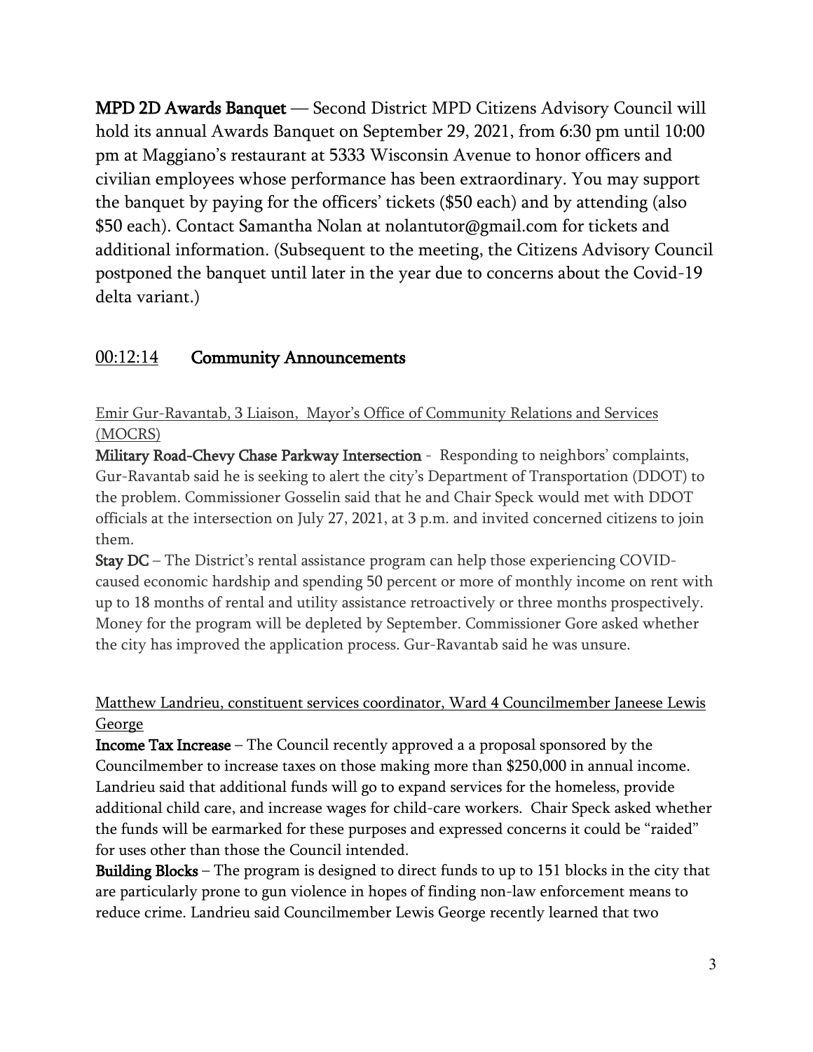**MPD 2D Awards Banquet** — Second District MPD Citizens Advisory Council will hold its annual Awards Banquet on September 29, 2021, from 6:30 pm until 10:00 pm at Maggiano's restaurant at 5333 Wisconsin Avenue to honor officers and civilian employees whose performance has been extraordinary. You may support the banquet by paying for the officers' tickets ($50 each) and by attending (also $50 each). Contact Samantha Nolan at nolantutor@gmail.com for tickets and additional information. (Subsequent to the meeting, the Citizens Advisory Council postponed the banquet until later in the year due to concerns about the Covid-19 delta variant.)

## 00:12:14 Community Announcements

Emir Gur-Ravantab, 3 Liaison, Mayor's Office of Community Relations and Services (MOCRS)

**Military Road-Chevy Chase Parkway Intersection** - Responding to neighbors' complaints, Gur-Ravantab said he is seeking to alert the city's Department of Transportation (DDOT) to the problem. Commissioner Gosselin said that he and Chair Speck would met with DDOT officials at the intersection on July 27, 2021, at 3 p.m. and invited concerned citizens to join them.

**Stay DC** – The District's rental assistance program can help those experiencing COVID-caused economic hardship and spending 50 percent or more of monthly income on rent with up to 18 months of rental and utility assistance retroactively or three months prospectively. Money for the program will be depleted by September. Commissioner Gore asked whether the city has improved the application process. Gur-Ravantab said he was unsure.

Matthew Landrieu, constituent services coordinator, Ward 4 Councilmember Janeese Lewis George

**Income Tax Increase** – The Council recently approved a a proposal sponsored by the Councilmember to increase taxes on those making more than $250,000 in annual income. Landrieu said that additional funds will go to expand services for the homeless, provide additional child care, and increase wages for child-care workers. Chair Speck asked whether the funds will be earmarked for these purposes and expressed concerns it could be "raided" for uses other than those the Council intended.

**Building Blocks** – The program is designed to direct funds to up to 151 blocks in the city that are particularly prone to gun violence in hopes of finding non-law enforcement means to reduce crime. Landrieu said Councilmember Lewis George recently learned that two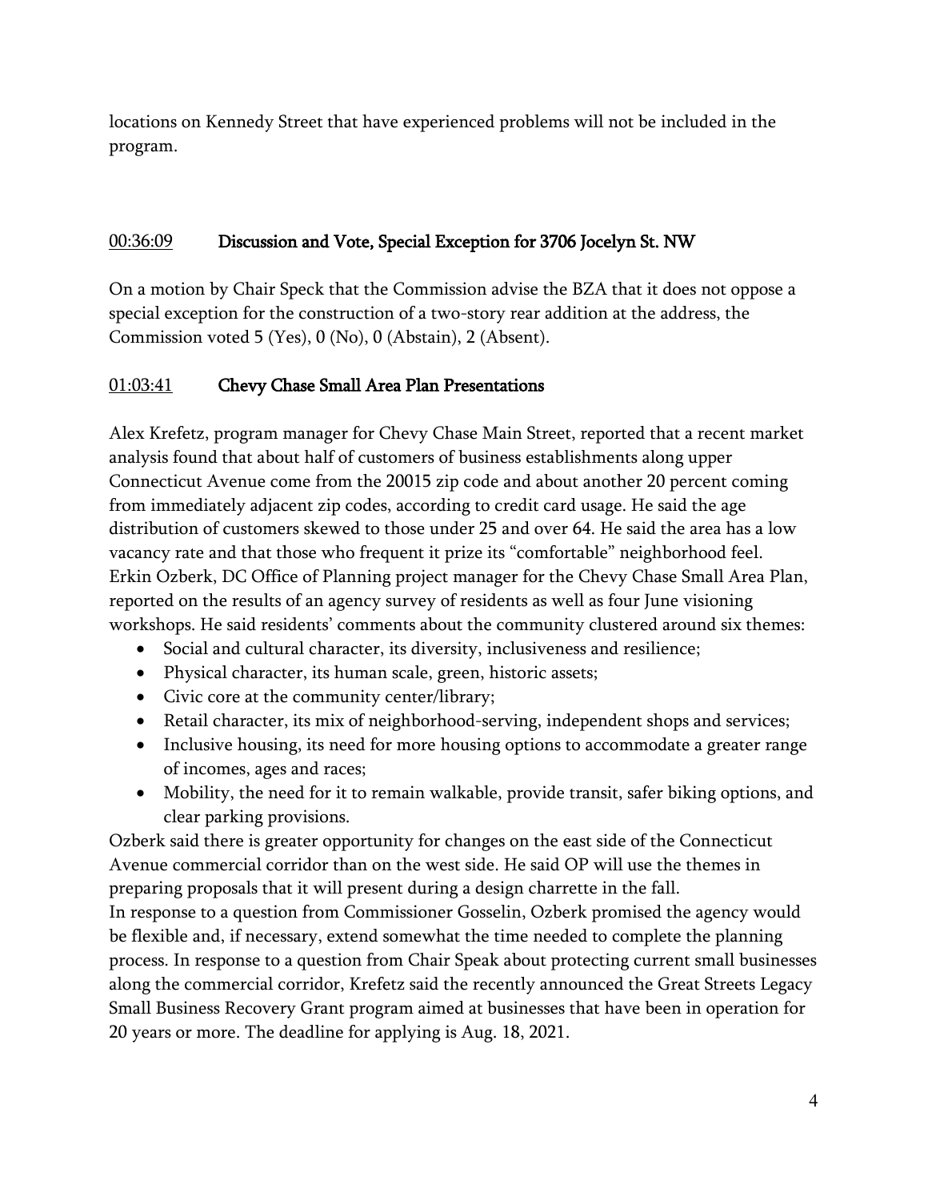locations on Kennedy Street that have experienced problems will not be included in the program.

<u>00:36:09</u> **Discussion and Vote, Special Exception for 3706 Jocelyn St. NW**

On a motion by Chair Speck that the Commission advise the BZA that it does not oppose a special exception for the construction of a two-story rear addition at the address, the Commission voted 5 (Yes), 0 (No), 0 (Abstain), 2 (Absent).

<u>01:03:41</u> **Chevy Chase Small Area Plan Presentations**

Alex Krefetz, program manager for Chevy Chase Main Street, reported that a recent market analysis found that about half of customers of business establishments along upper Connecticut Avenue come from the 20015 zip code and about another 20 percent coming from immediately adjacent zip codes, according to credit card usage. He said the age distribution of customers skewed to those under 25 and over 64. He said the area has a low vacancy rate and that those who frequent it prize its "comfortable" neighborhood feel. Erkin Ozberk, DC Office of Planning project manager for the Chevy Chase Small Area Plan, reported on the results of an agency survey of residents as well as four June visioning workshops. He said residents' comments about the community clustered around six themes:

- Social and cultural character, its diversity, inclusiveness and resilience;
- Physical character, its human scale, green, historic assets;
- Civic core at the community center/library;
- Retail character, its mix of neighborhood-serving, independent shops and services;
- Inclusive housing, its need for more housing options to accommodate a greater range of incomes, ages and races;
- Mobility, the need for it to remain walkable, provide transit, safer biking options, and clear parking provisions.

Ozberk said there is greater opportunity for changes on the east side of the Connecticut Avenue commercial corridor than on the west side. He said OP will use the themes in preparing proposals that it will present during a design charrette in the fall.

In response to a question from Commissioner Gosselin, Ozberk promised the agency would be flexible and, if necessary, extend somewhat the time needed to complete the planning process. In response to a question from Chair Speak about protecting current small businesses along the commercial corridor, Krefetz said the recently announced the Great Streets Legacy Small Business Recovery Grant program aimed at businesses that have been in operation for 20 years or more. The deadline for applying is Aug. 18, 2021.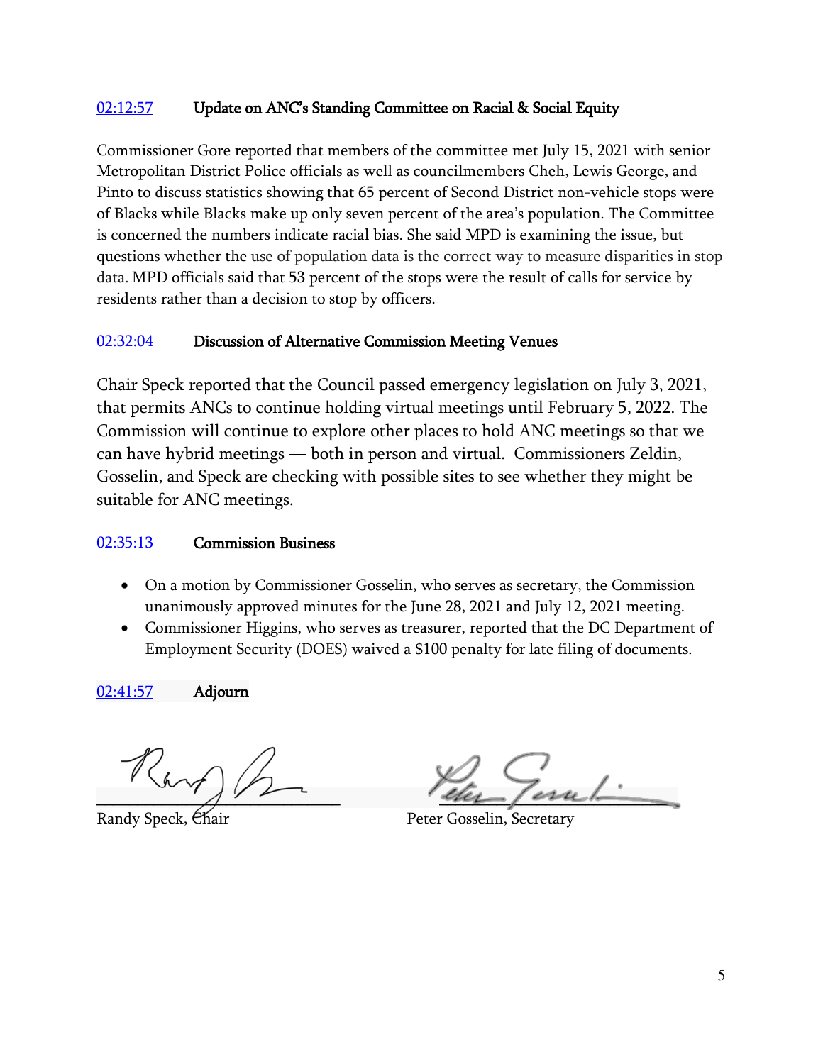### 02:12:57 Update on ANC's Standing Committee on Racial & Social Equity

Commissioner Gore reported that members of the committee met July 15, 2021 with senior Metropolitan District Police officials as well as councilmembers Cheh, Lewis George, and Pinto to discuss statistics showing that 65 percent of Second District non-vehicle stops were of Blacks while Blacks make up only seven percent of the area's population. The Committee is concerned the numbers indicate racial bias. She said MPD is examining the issue, but questions whether the use of population data is the correct way to measure disparities in stop data. MPD officials said that 53 percent of the stops were the result of calls for service by residents rather than a decision to stop by officers.

### 02:32:04 Discussion of Alternative Commission Meeting Venues

Chair Speck reported that the Council passed emergency legislation on July 3, 2021, that permits ANCs to continue holding virtual meetings until February 5, 2022. The Commission will continue to explore other places to hold ANC meetings so that we can have hybrid meetings — both in person and virtual. Commissioners Zeldin, Gosselin, and Speck are checking with possible sites to see whether they might be suitable for ANC meetings.

### 02:35:13 Commission Business

- On a motion by Commissioner Gosselin, who serves as secretary, the Commission unanimously approved minutes for the June 28, 2021 and July 12, 2021 meeting.
- Commissioner Higgins, who serves as treasurer, reported that the DC Department of Employment Security (DOES) waived a $100 penalty for late filing of documents.

### 02:41:57 Adjourn

Randy Speck, Chair

Peter Gosselin, Secretary